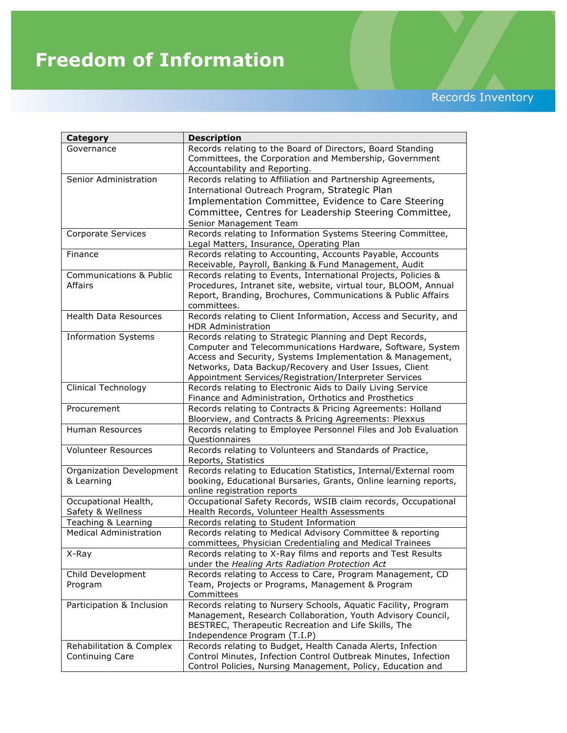# Freedom of Information

Records Inventory

| Category | Description |
|---|---|
| Governance | Records relating to the Board of Directors, Board Standing Committees, the Corporation and Membership, Government Accountability and Reporting. |
| Senior Administration | Records relating to Affiliation and Partnership Agreements, International Outreach Program, Strategic Plan Implementation Committee, Evidence to Care Steering Committee, Centres for Leadership Steering Committee, Senior Management Team |
| Corporate Services | Records relating to Information Systems Steering Committee, Legal Matters, Insurance, Operating Plan |
| Finance | Records relating to Accounting, Accounts Payable, Accounts Receivable, Payroll, Banking & Fund Management, Audit |
| Communications & Public Affairs | Records relating to Events, International Projects, Policies & Procedures, Intranet site, website, virtual tour, BLOOM, Annual Report, Branding, Brochures, Communications & Public Affairs committees. |
| Health Data Resources | Records relating to Client Information, Access and Security, and HDR Administration |
| Information Systems | Records relating to Strategic Planning and Dept Records, Computer and Telecommunications Hardware, Software, System Access and Security, Systems Implementation & Management, Networks, Data Backup/Recovery and User Issues, Client Appointment Services/Registration/Interpreter Services |
| Clinical Technology | Records relating to Electronic Aids to Daily Living Service Finance and Administration, Orthotics and Prosthetics |
| Procurement | Records relating to Contracts & Pricing Agreements: Holland Bloorview, and Contracts & Pricing Agreements: Plexxus |
| Human Resources | Records relating to Employee Personnel Files and Job Evaluation Questionnaires |
| Volunteer Resources | Records relating to Volunteers and Standards of Practice, Reports, Statistics |
| Organization Development & Learning | Records relating to Education Statistics, Internal/External room booking, Educational Bursaries, Grants, Online learning reports, online registration reports |
| Occupational Health, Safety & Wellness | Occupational Safety Records, WSIB claim records, Occupational Health Records, Volunteer Health Assessments |
| Teaching & Learning | Records relating to Student Information |
| Medical Administration | Records relating to Medical Advisory Committee & reporting committees, Physician Credentialing and Medical Trainees |
| X-Ray | Records relating to X-Ray films and reports and Test Results under the *Healing Arts Radiation Protection Act* |
| Child Development Program | Records relating to Access to Care, Program Management, CD Team, Projects or Programs, Management & Program Committees |
| Participation & Inclusion | Records relating to Nursery Schools, Aquatic Facility, Program Management, Research Collaboration, Youth Advisory Council, BESTREC, Therapeutic Recreation and Life Skills, The Independence Program (T.I.P) |
| Rehabilitation & Complex Continuing Care | Records relating to Budget, Health Canada Alerts, Infection Control Minutes, Infection Control Outbreak Minutes, Infection Control Policies, Nursing Management, Policy, Education and |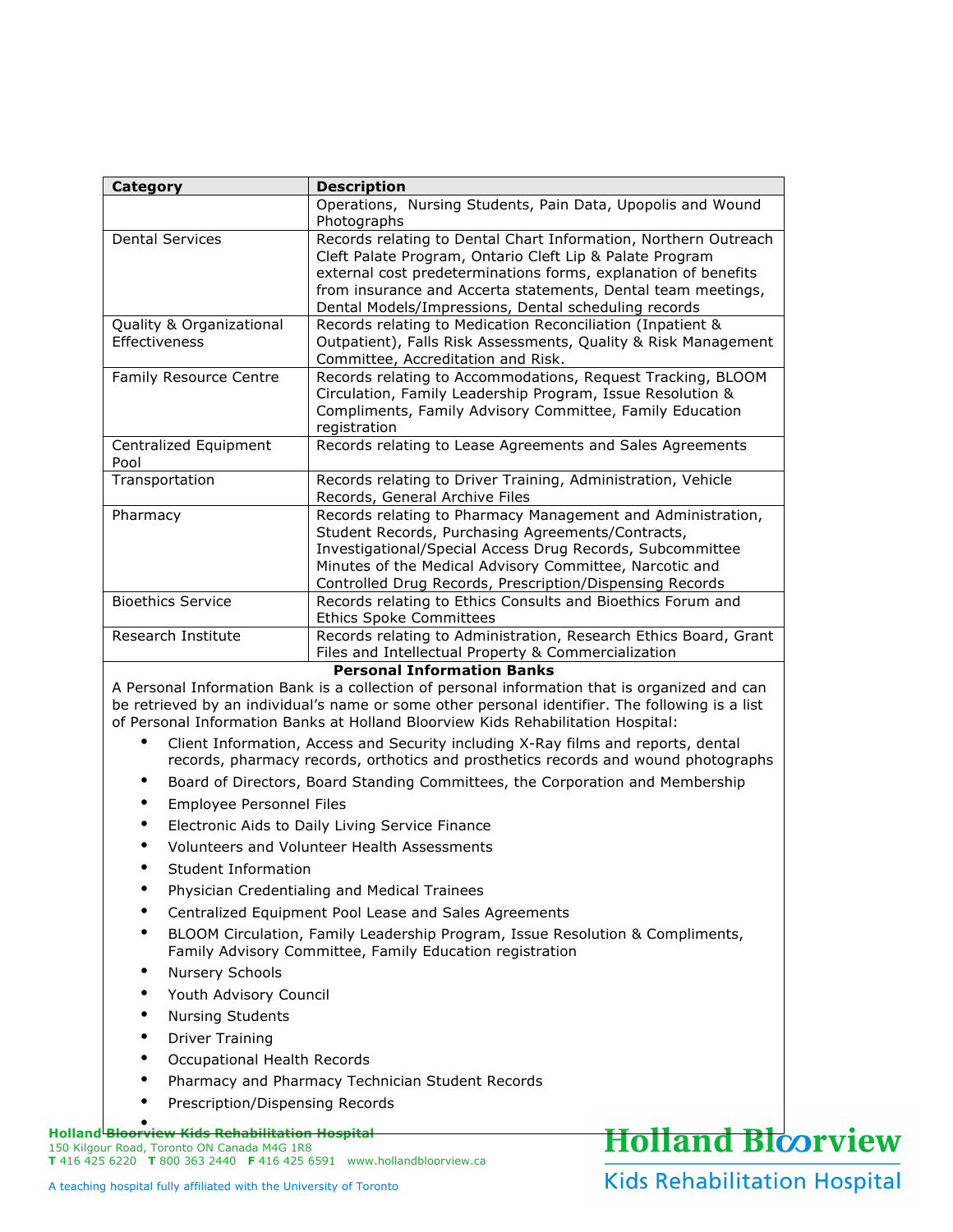| Category | Description |
|---|---|
| | Operations, Nursing Students, Pain Data, Upopolis and Wound Photographs |
| Dental Services | Records relating to Dental Chart Information, Northern Outreach Cleft Palate Program, Ontario Cleft Lip & Palate Program external cost predeterminations forms, explanation of benefits from insurance and Accerta statements, Dental team meetings, Dental Models/Impressions, Dental scheduling records |
| Quality & Organizational Effectiveness | Records relating to Medication Reconciliation (Inpatient & Outpatient), Falls Risk Assessments, Quality & Risk Management Committee, Accreditation and Risk. |
| Family Resource Centre | Records relating to Accommodations, Request Tracking, BLOOM Circulation, Family Leadership Program, Issue Resolution & Compliments, Family Advisory Committee, Family Education registration |
| Centralized Equipment Pool | Records relating to Lease Agreements and Sales Agreements |
| Transportation | Records relating to Driver Training, Administration, Vehicle Records, General Archive Files |
| Pharmacy | Records relating to Pharmacy Management and Administration, Student Records, Purchasing Agreements/Contracts, Investigational/Special Access Drug Records, Subcommittee Minutes of the Medical Advisory Committee, Narcotic and Controlled Drug Records, Prescription/Dispensing Records |
| Bioethics Service | Records relating to Ethics Consults and Bioethics Forum and Ethics Spoke Committees |
| Research Institute | Records relating to Administration, Research Ethics Board, Grant Files and Intellectual Property & Commercialization |

**Personal Information Banks**

A Personal Information Bank is a collection of personal information that is organized and can be retrieved by an individual's name or some other personal identifier. The following is a list of Personal Information Banks at Holland Bloorview Kids Rehabilitation Hospital:

- Client Information, Access and Security including X-Ray films and reports, dental records, pharmacy records, orthotics and prosthetics records and wound photographs
- Board of Directors, Board Standing Committees, the Corporation and Membership
- Employee Personnel Files
- Electronic Aids to Daily Living Service Finance
- Volunteers and Volunteer Health Assessments
- Student Information
- Physician Credentialing and Medical Trainees
- Centralized Equipment Pool Lease and Sales Agreements
- BLOOM Circulation, Family Leadership Program, Issue Resolution & Compliments, Family Advisory Committee, Family Education registration
- Nursery Schools
- Youth Advisory Council
- Nursing Students
- Driver Training
- Occupational Health Records
- Pharmacy and Pharmacy Technician Student Records
- Prescription/Dispensing Records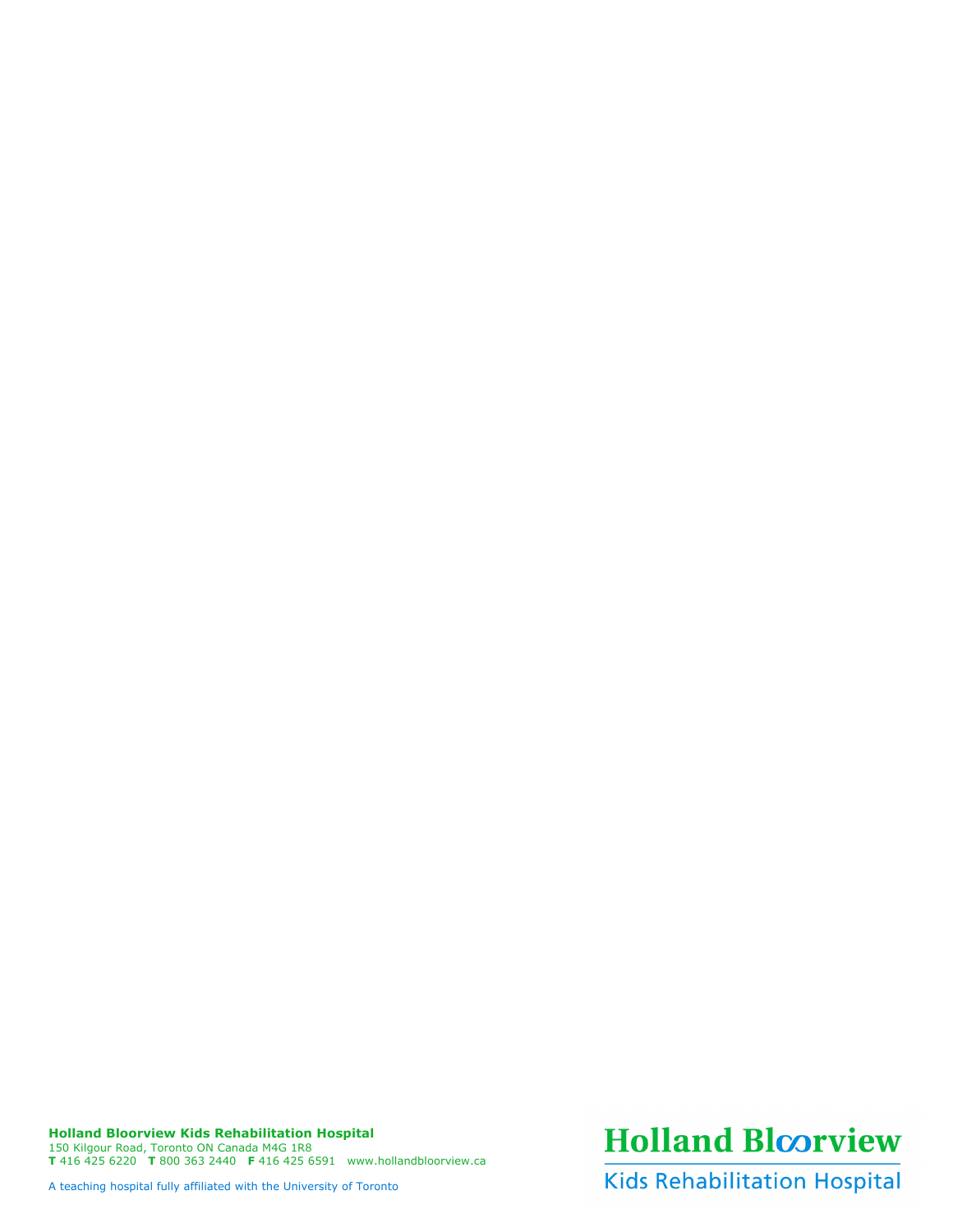**Holland Bloorview Kids Rehabilitation Hospital**
150 Kilgour Road, Toronto ON Canada M4G 1R8
**T** 416 425 6220 **T** 800 363 2440 **F** 416 425 6591 www.hollandbloorview.ca

A teaching hospital fully affiliated with the University of Toronto

Holland Bloorview
Kids Rehabilitation Hospital